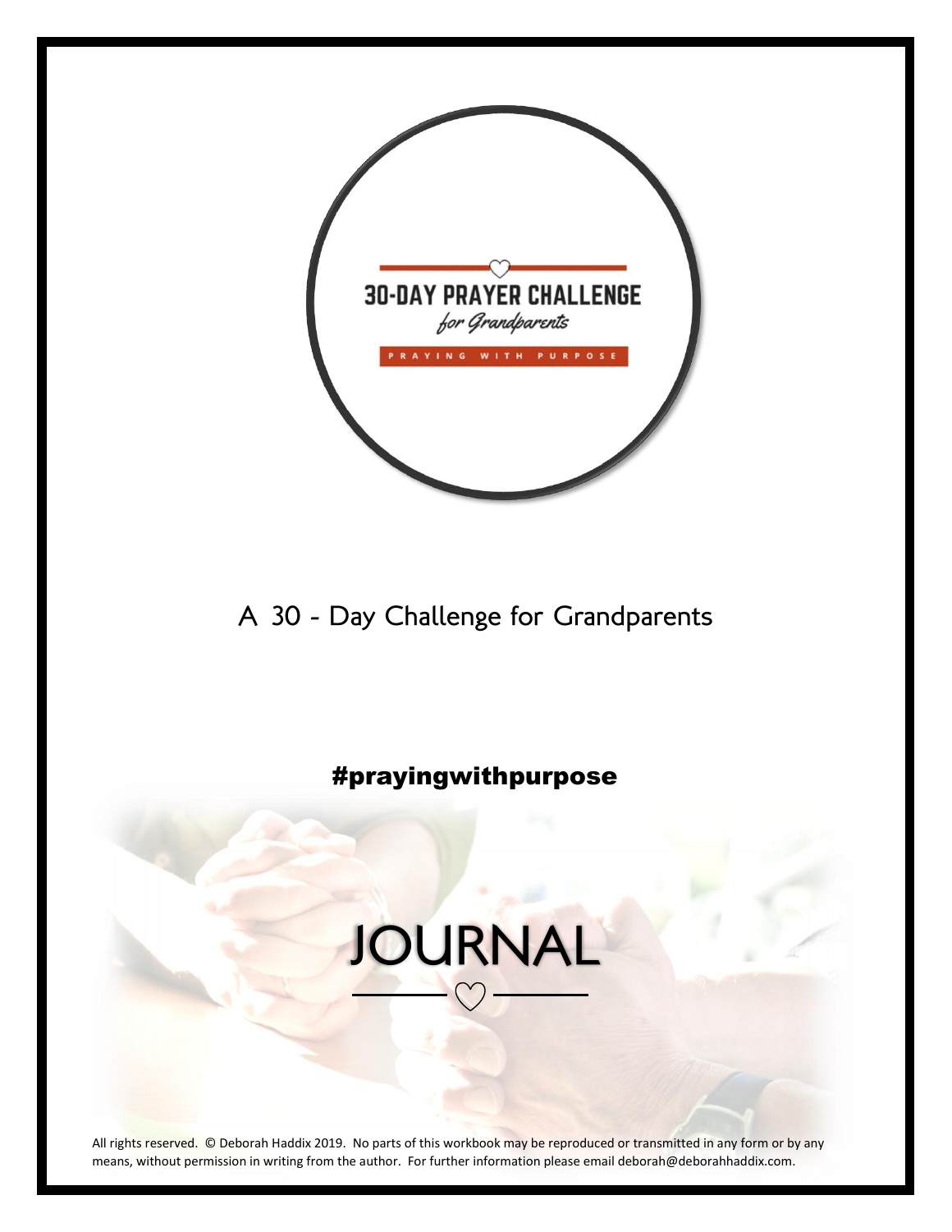# 30-DAY PRAYER CHALLENGE

*for Grandparents*

PRAYING WITH PURPOSE

## A 30 - Day Challenge for Grandparents

**#prayingwithpurpose**

# JOURNAL

All rights reserved. © Deborah Haddix 2019. No parts of this workbook may be reproduced or transmitted in any form or by any means, without permission in writing from the author. For further information please email deborah@deborahhaddix.com.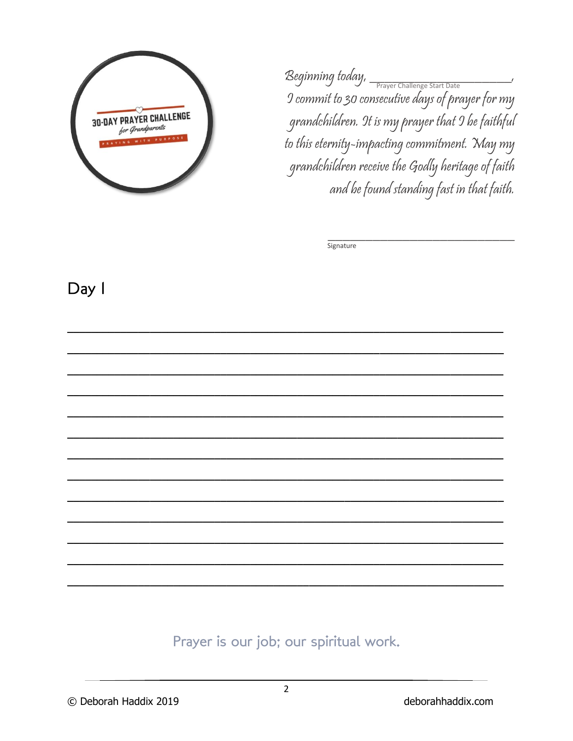30-DAY PRAYER CHALLENGE
*for Grandparents*
PRAYING WITH PURPOSE

*Beginning today, ____________________,*
Prayer Challenge Start Date

*I commit to 30 consecutive days of prayer for my grandchildren. It is my prayer that I be faithful to this eternity-impacting commitment. May my grandchildren receive the Godly heritage of faith and be found standing fast in that faith.*

____________________________________
Signature

## Day 1

______________________________________________________________

______________________________________________________________

______________________________________________________________

______________________________________________________________

______________________________________________________________

______________________________________________________________

______________________________________________________________

______________________________________________________________

______________________________________________________________

______________________________________________________________

______________________________________________________________

______________________________________________________________

______________________________________________________________

Prayer is our job; our spiritual work.

© Deborah Haddix 2019 deborahhaddix.com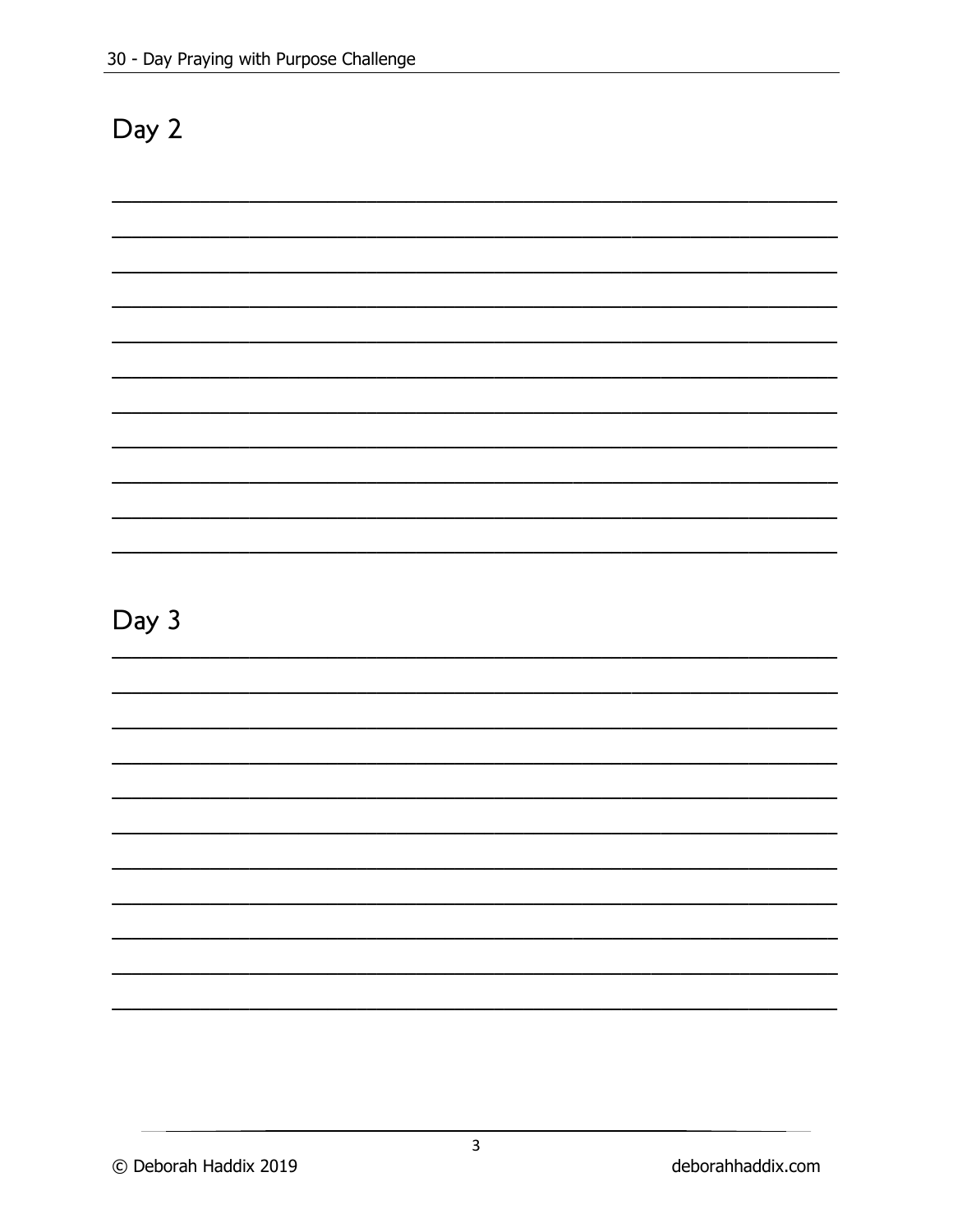# Day 2

# Day 3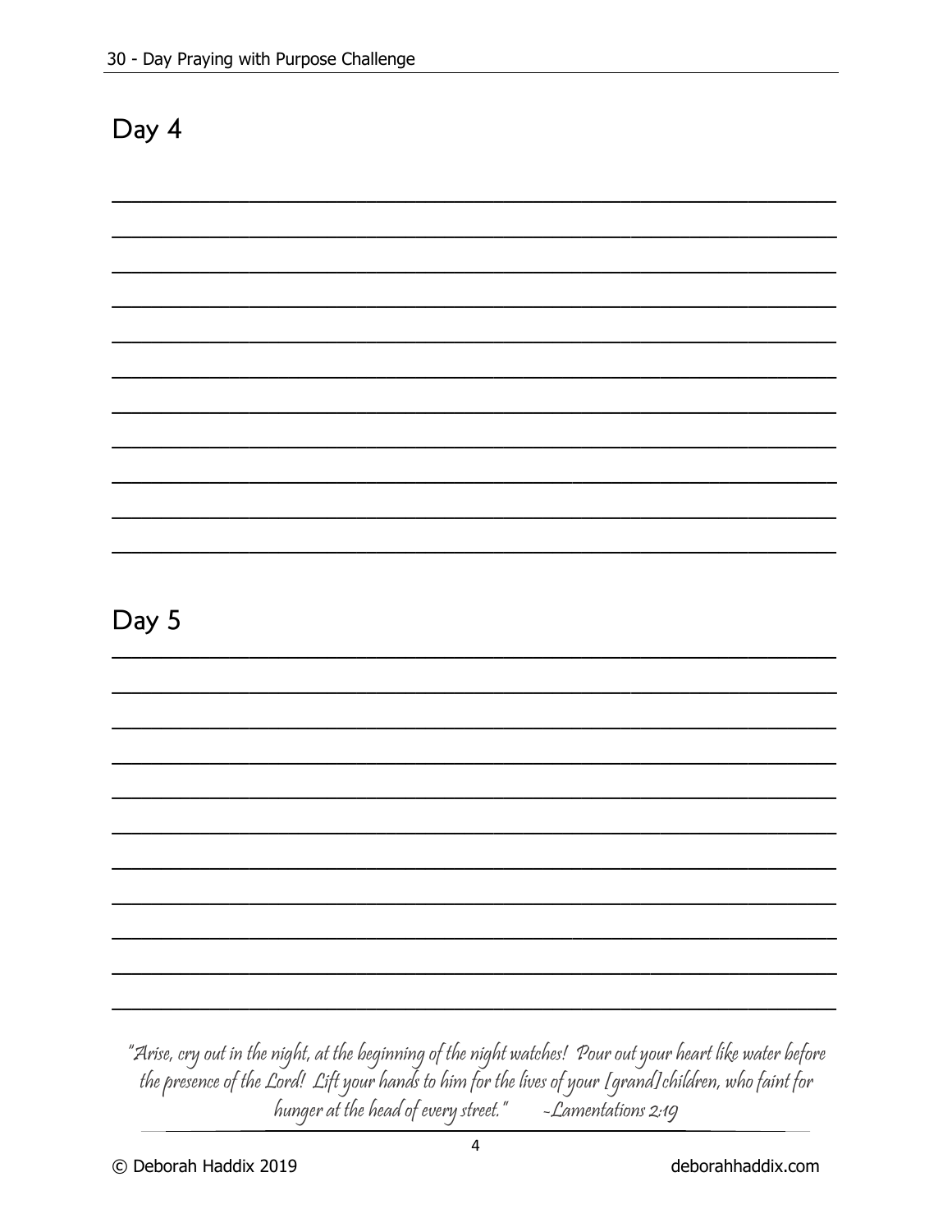## Day 4

## Day 5

*"Arise, cry out in the night, at the beginning of the night watches! Pour out your heart like water before the presence of the Lord! Lift your hands to him for the lives of your [grand]children, who faint for hunger at the head of every street." -Lamentations 2:19*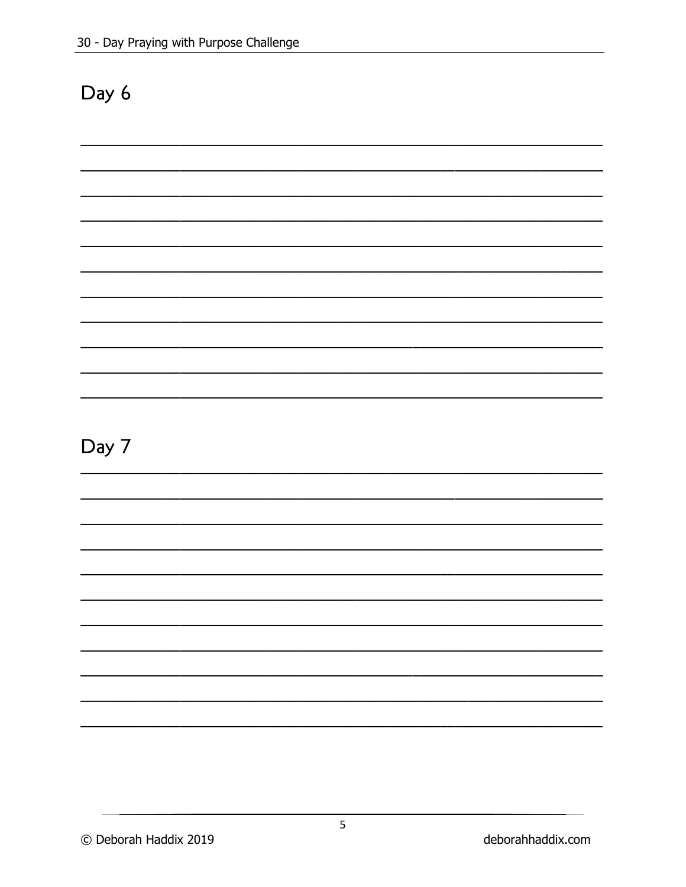## Day 6

## Day 7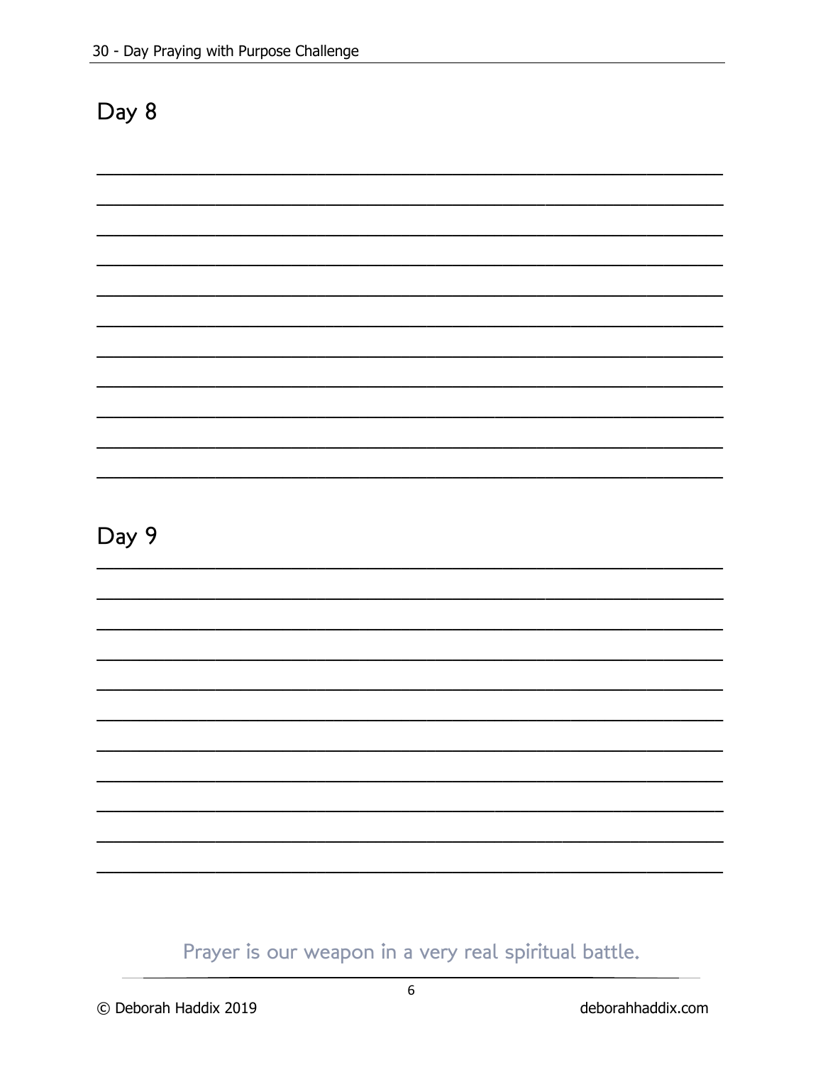## Day 8

## Day 9

Prayer is our weapon in a very real spiritual battle.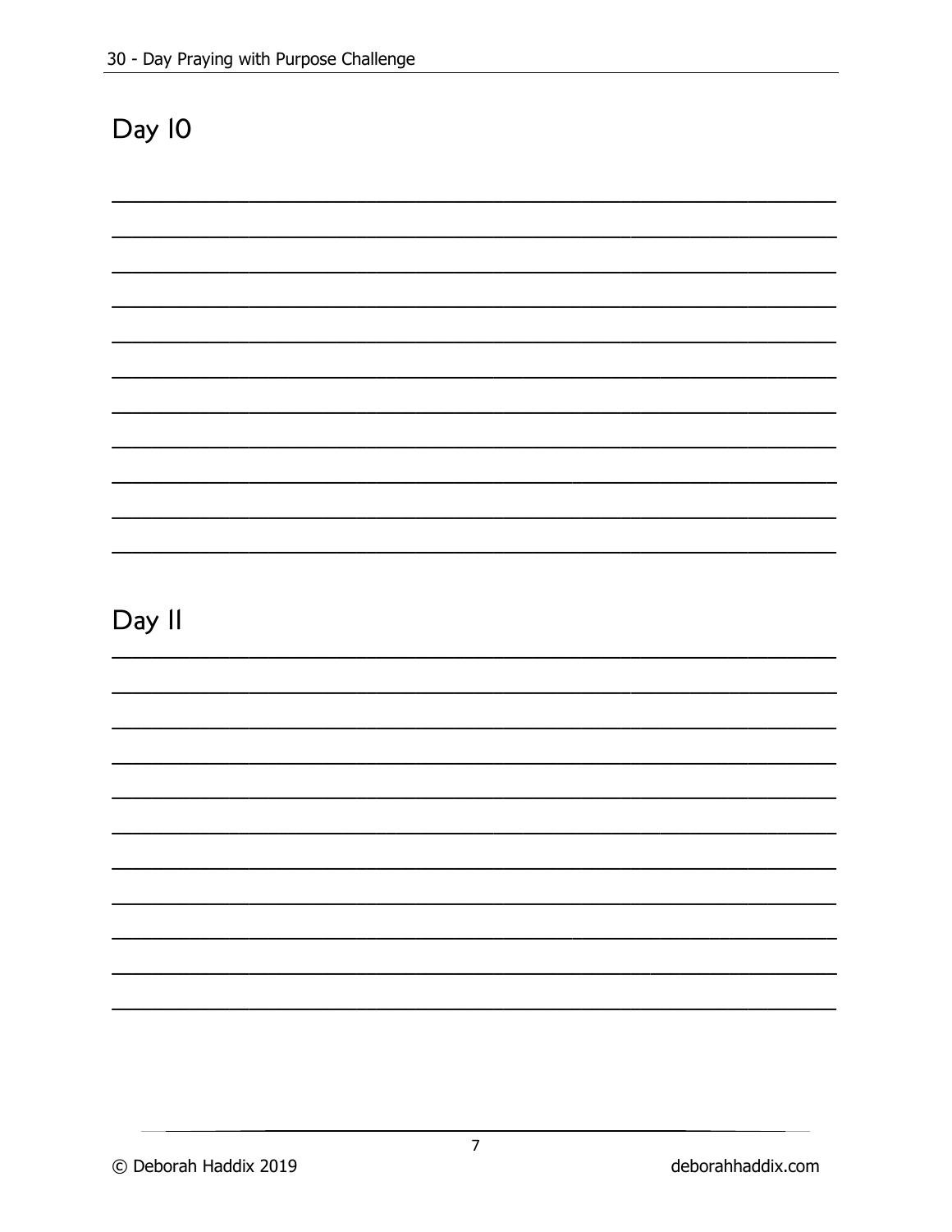## Day 10

## Day 11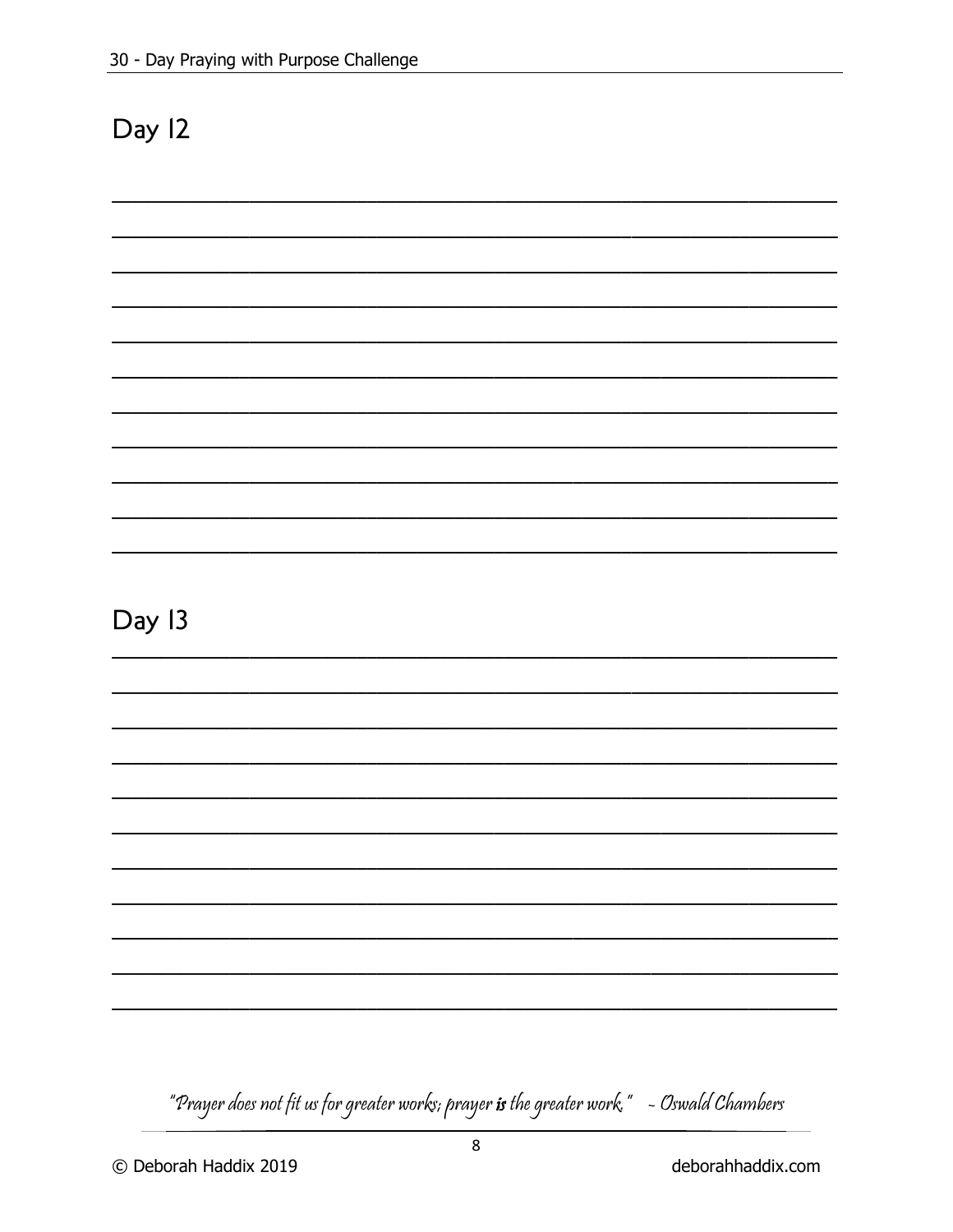## Day 12

## Day 13

*"Prayer does not fit us for greater works; prayer* ***is*** *the greater work." ~ Oswald Chambers*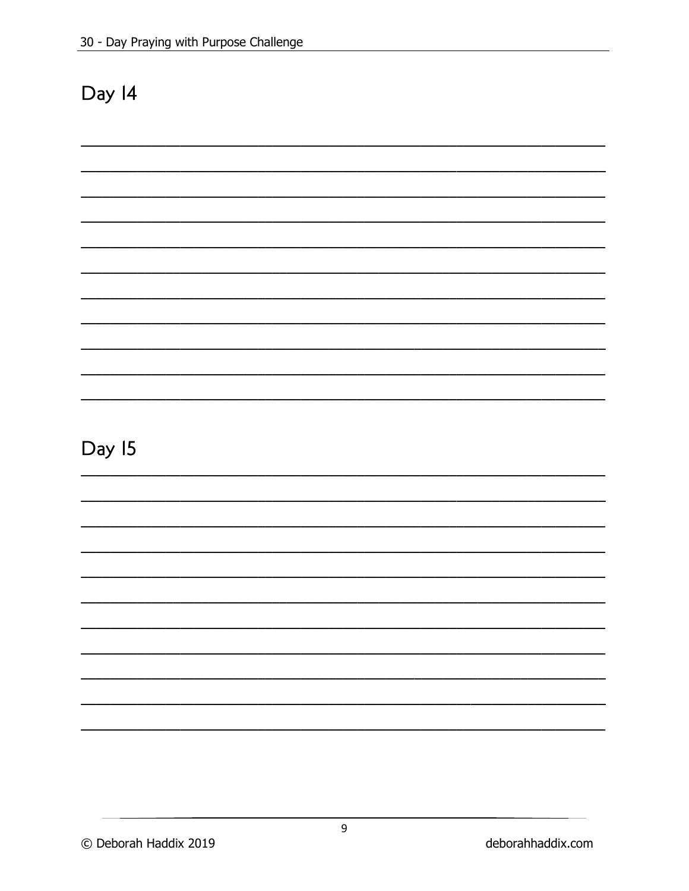## Day 14

## Day 15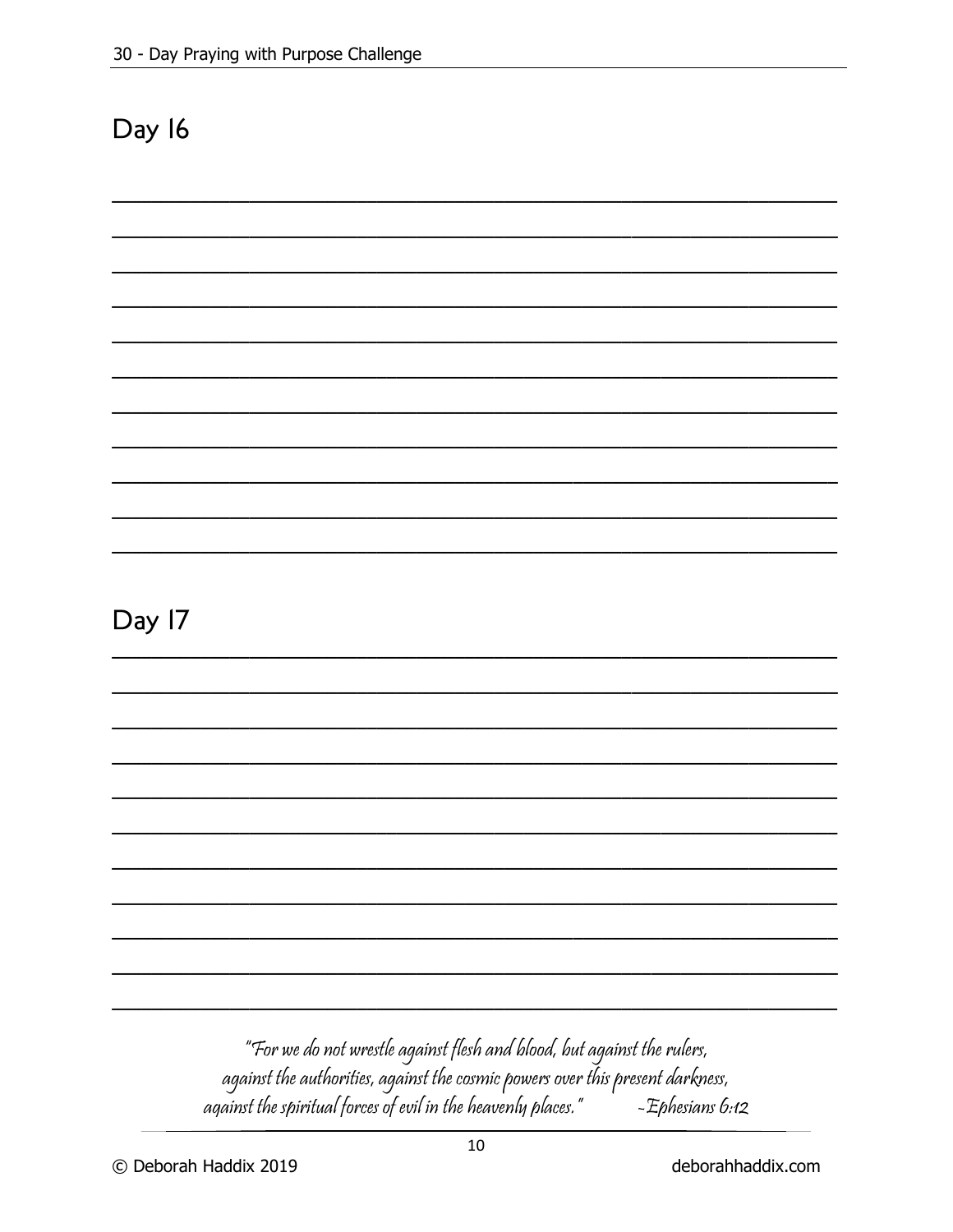## Day 16

## Day 17

*"For we do not wrestle against flesh and blood, but against the rulers, against the authorities, against the cosmic powers over this present darkness, against the spiritual forces of evil in the heavenly places."* -Ephesians 6:12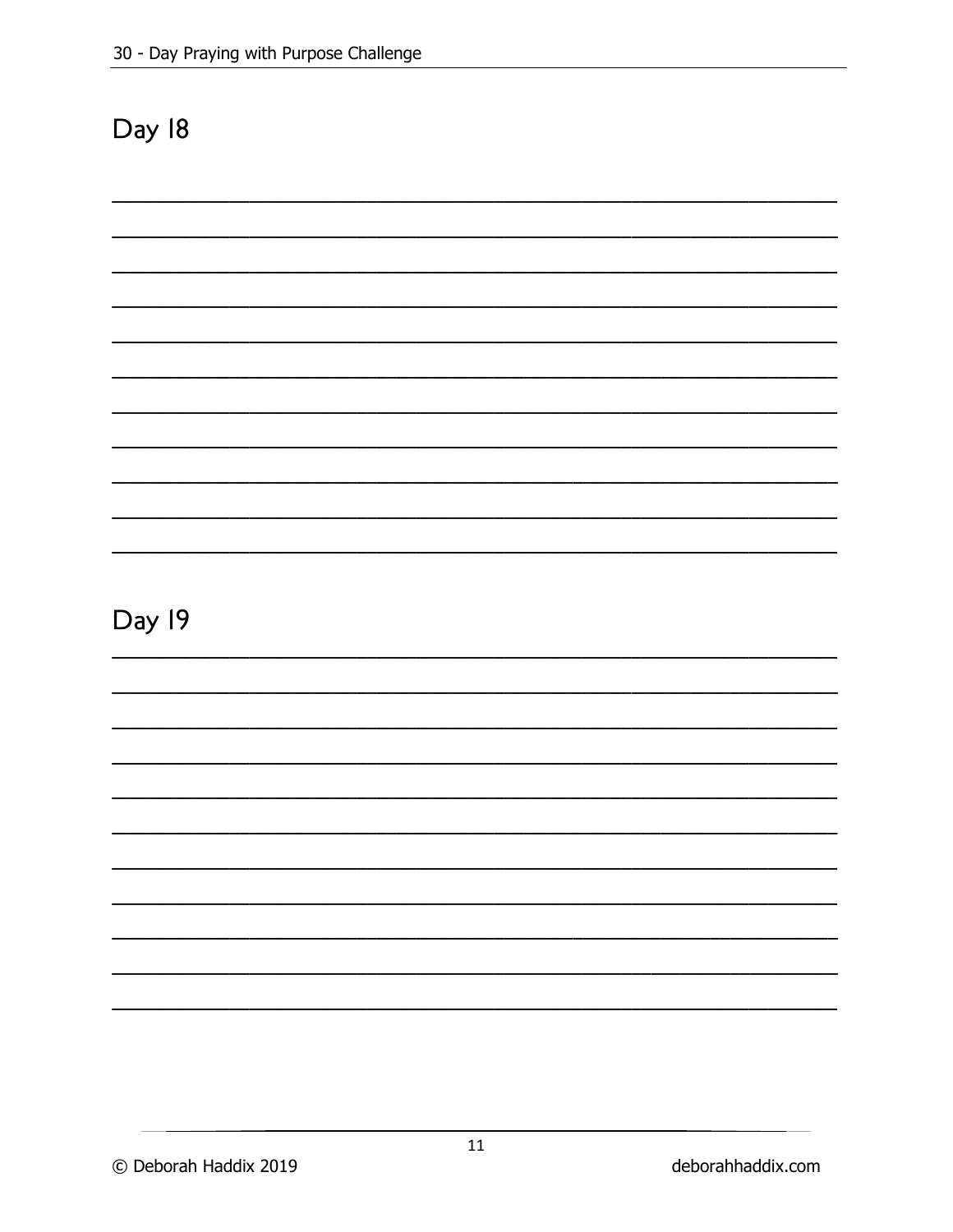## Day 18

## Day 19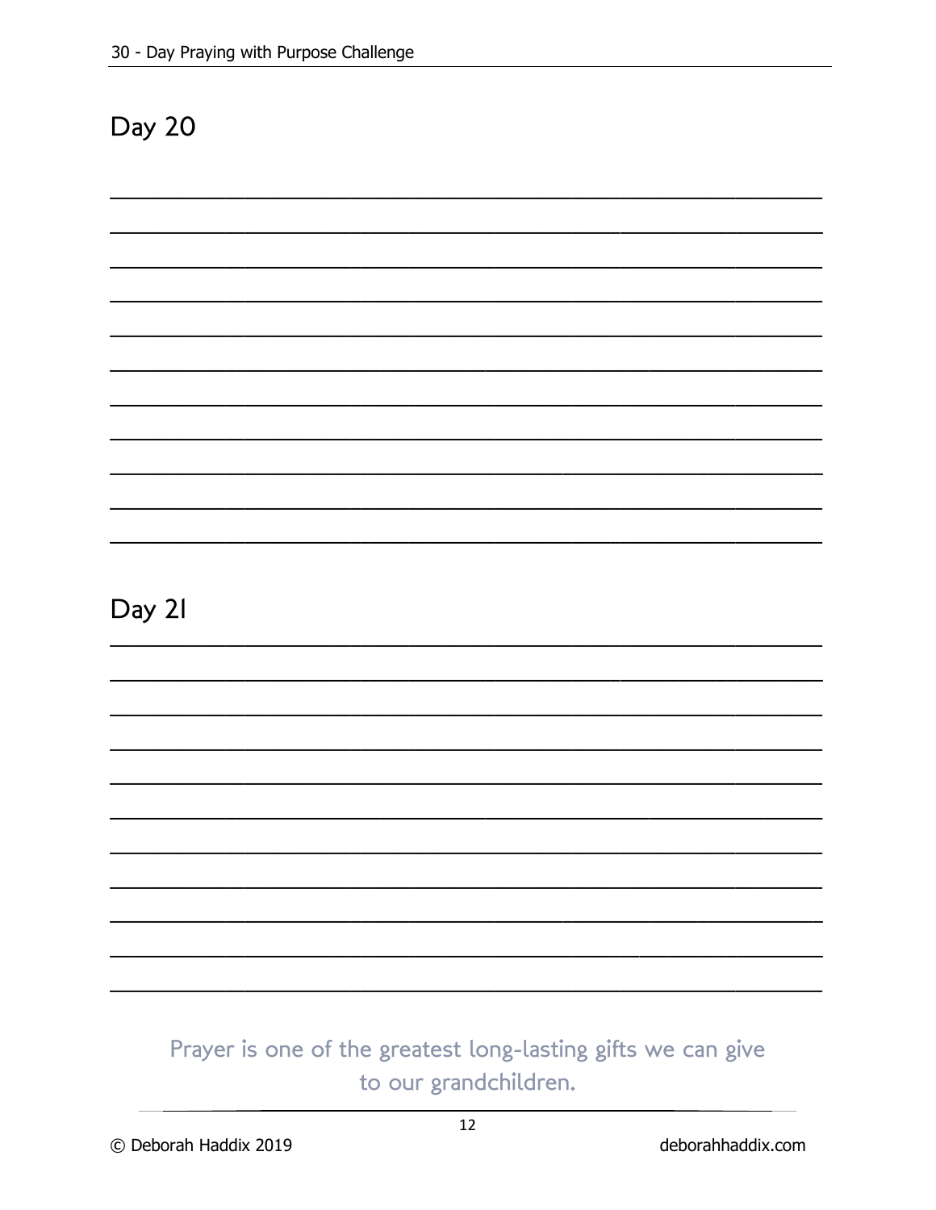## Day 20

___________________________________________________________________________

___________________________________________________________________________

___________________________________________________________________________

___________________________________________________________________________

___________________________________________________________________________

___________________________________________________________________________

___________________________________________________________________________

___________________________________________________________________________

___________________________________________________________________________

___________________________________________________________________________

___________________________________________________________________________

## Day 21

___________________________________________________________________________

___________________________________________________________________________

___________________________________________________________________________

___________________________________________________________________________

___________________________________________________________________________

___________________________________________________________________________

___________________________________________________________________________

___________________________________________________________________________

___________________________________________________________________________

___________________________________________________________________________

___________________________________________________________________________

Prayer is one of the greatest long-lasting gifts we can give to our grandchildren.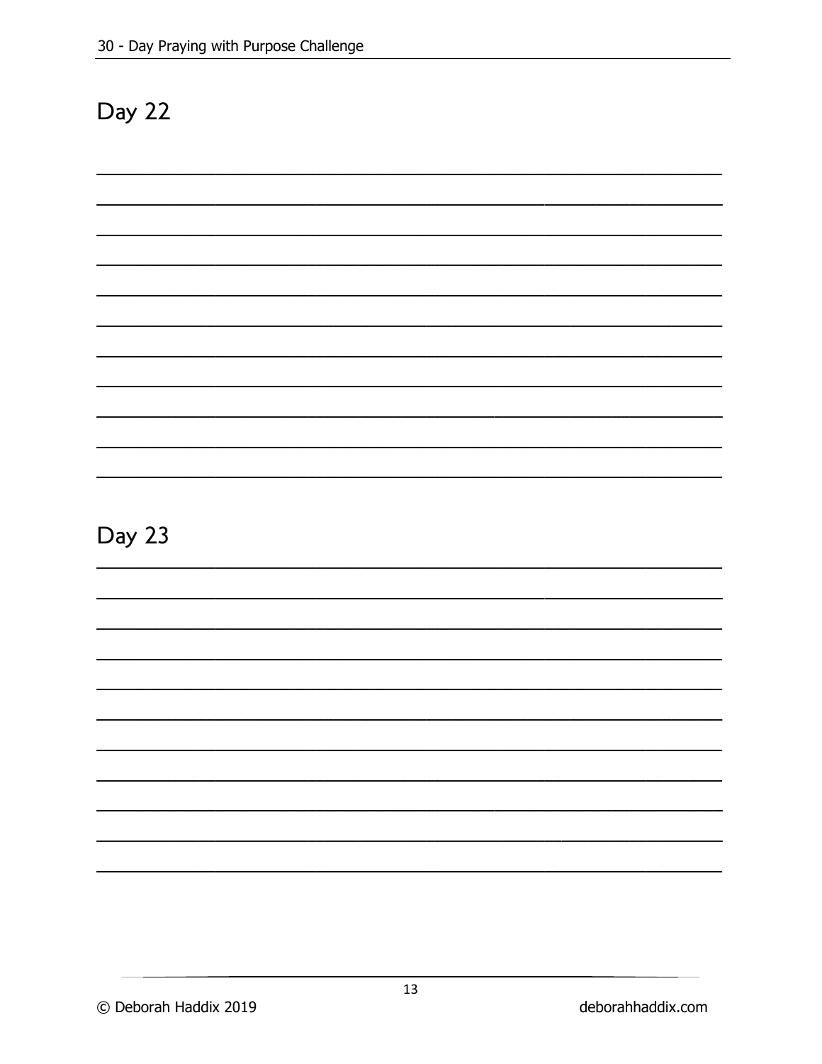# Day 22

___________________________________________________________________

___________________________________________________________________

___________________________________________________________________

___________________________________________________________________

___________________________________________________________________

___________________________________________________________________

___________________________________________________________________

___________________________________________________________________

___________________________________________________________________

___________________________________________________________________

___________________________________________________________________

# Day 23

___________________________________________________________________

___________________________________________________________________

___________________________________________________________________

___________________________________________________________________

___________________________________________________________________

___________________________________________________________________

___________________________________________________________________

___________________________________________________________________

___________________________________________________________________

___________________________________________________________________

___________________________________________________________________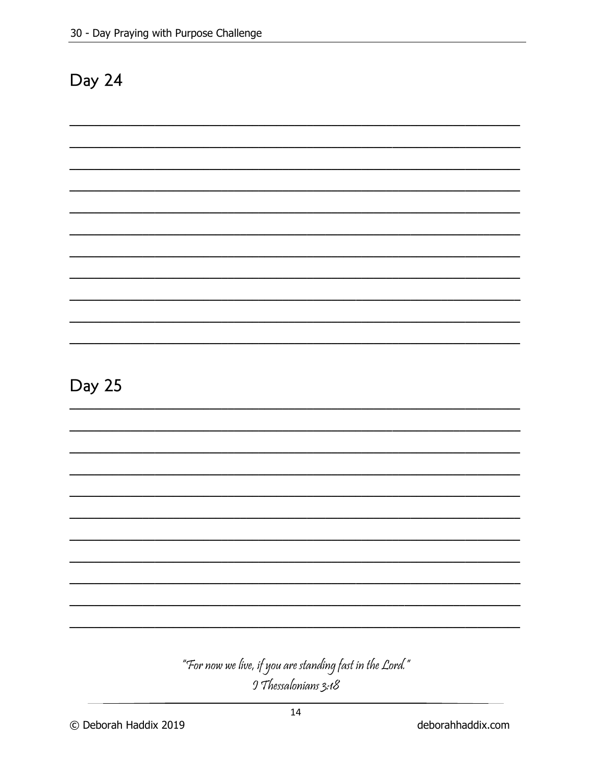## Day 24

## Day 25

*"For now we live, if you are standing fast in the Lord."*
*I Thessalonians 3:8*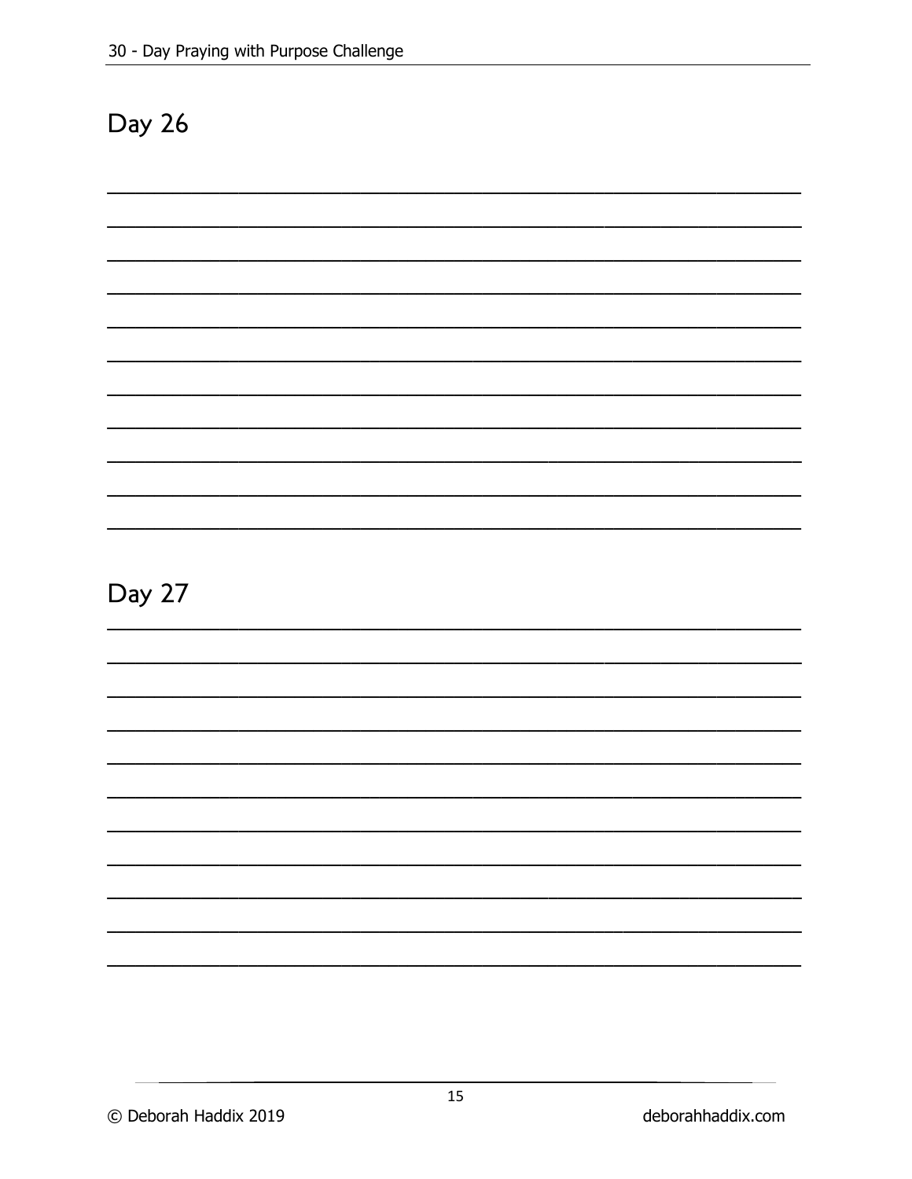## Day 26

___________________________________________________________

___________________________________________________________

___________________________________________________________

___________________________________________________________

___________________________________________________________

___________________________________________________________

___________________________________________________________

___________________________________________________________

___________________________________________________________

___________________________________________________________

___________________________________________________________

## Day 27

___________________________________________________________

___________________________________________________________

___________________________________________________________

___________________________________________________________

___________________________________________________________

___________________________________________________________

___________________________________________________________

___________________________________________________________

___________________________________________________________

___________________________________________________________

___________________________________________________________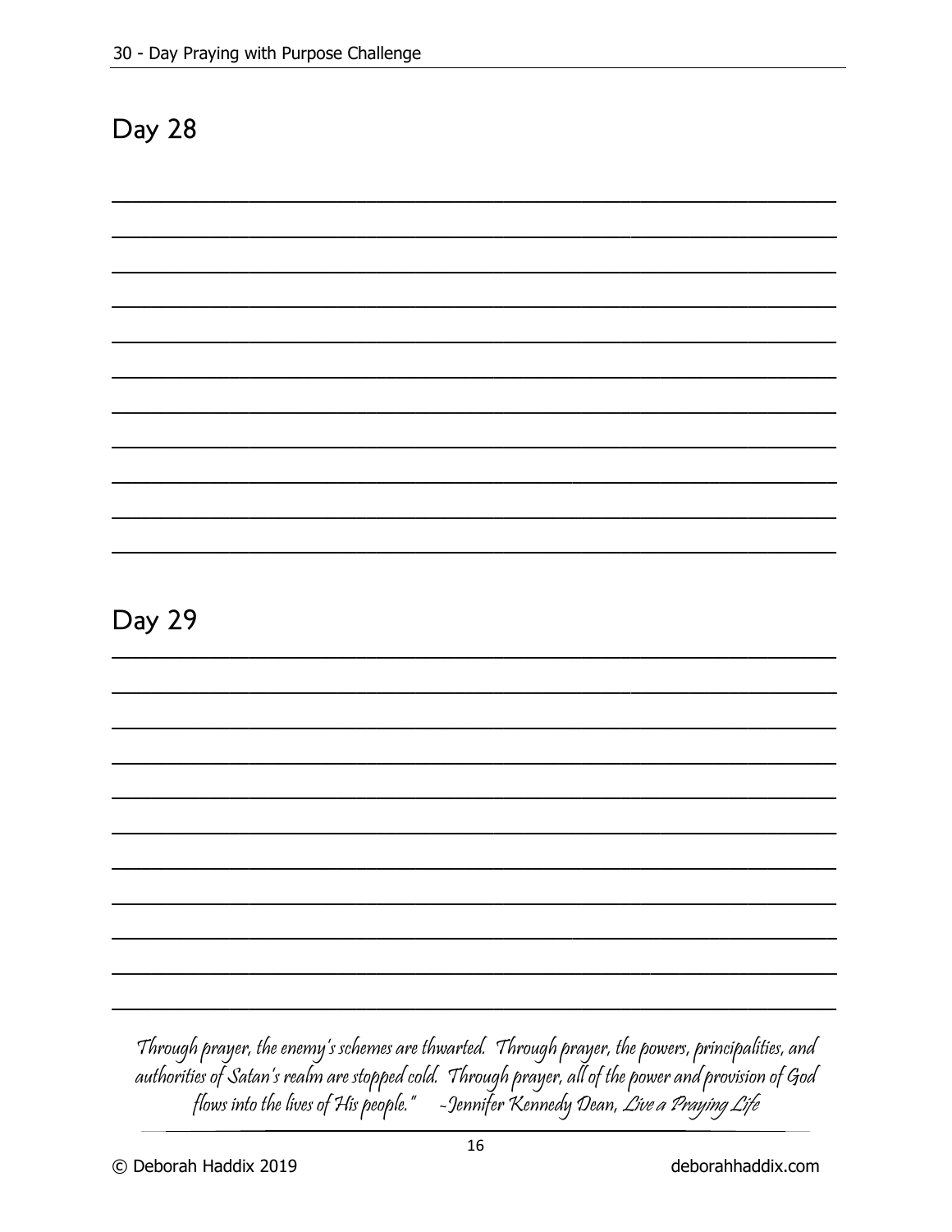## Day 28

## Day 29

*Through prayer, the enemy's schemes are thwarted. Through prayer, the powers, principalities, and authorities of Satan's realm are stopped cold. Through prayer, all of the power and provision of God flows into the lives of His people." -Jennifer Kennedy Dean, Live a Praying Life*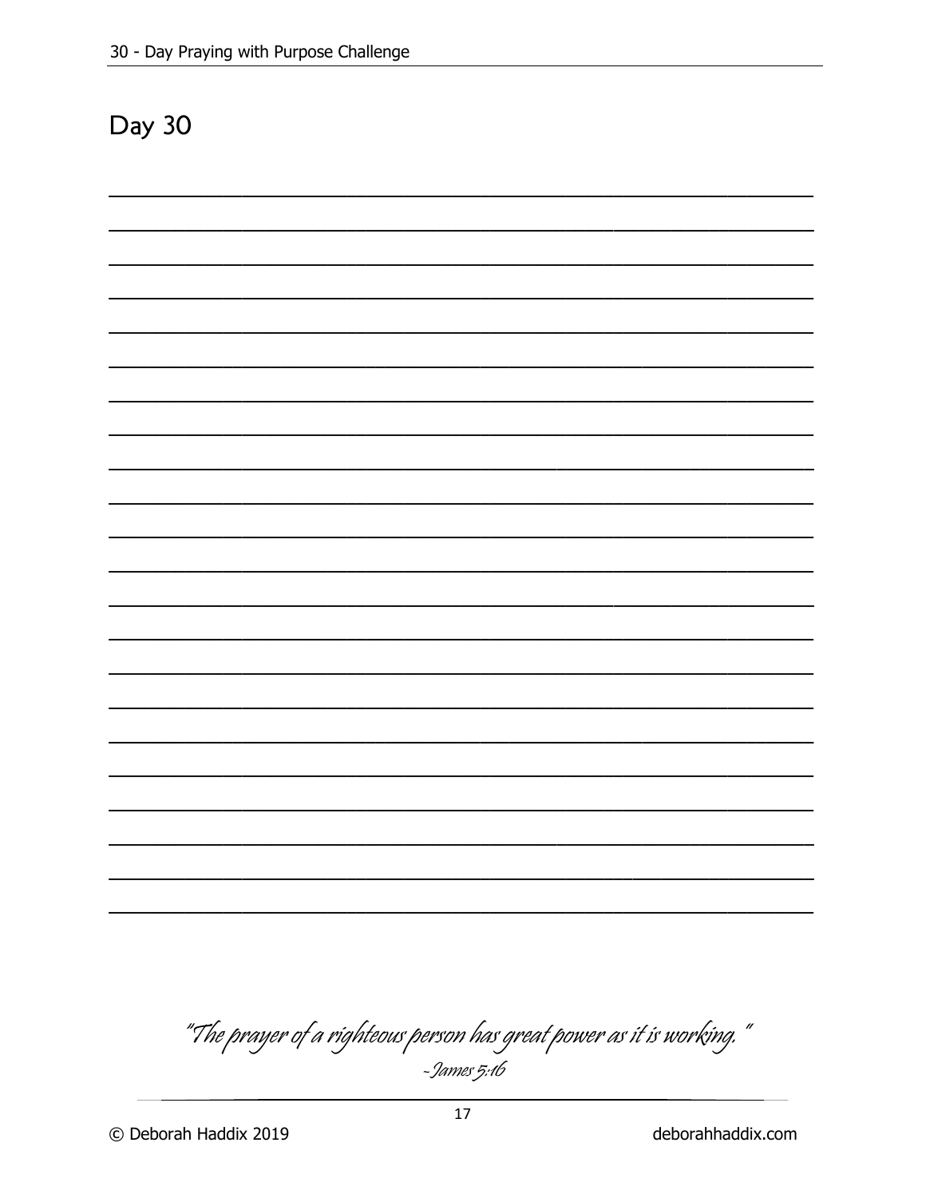## Day 30

*"The prayer of a righteous person has great power as it is working."*

*~James 5:16*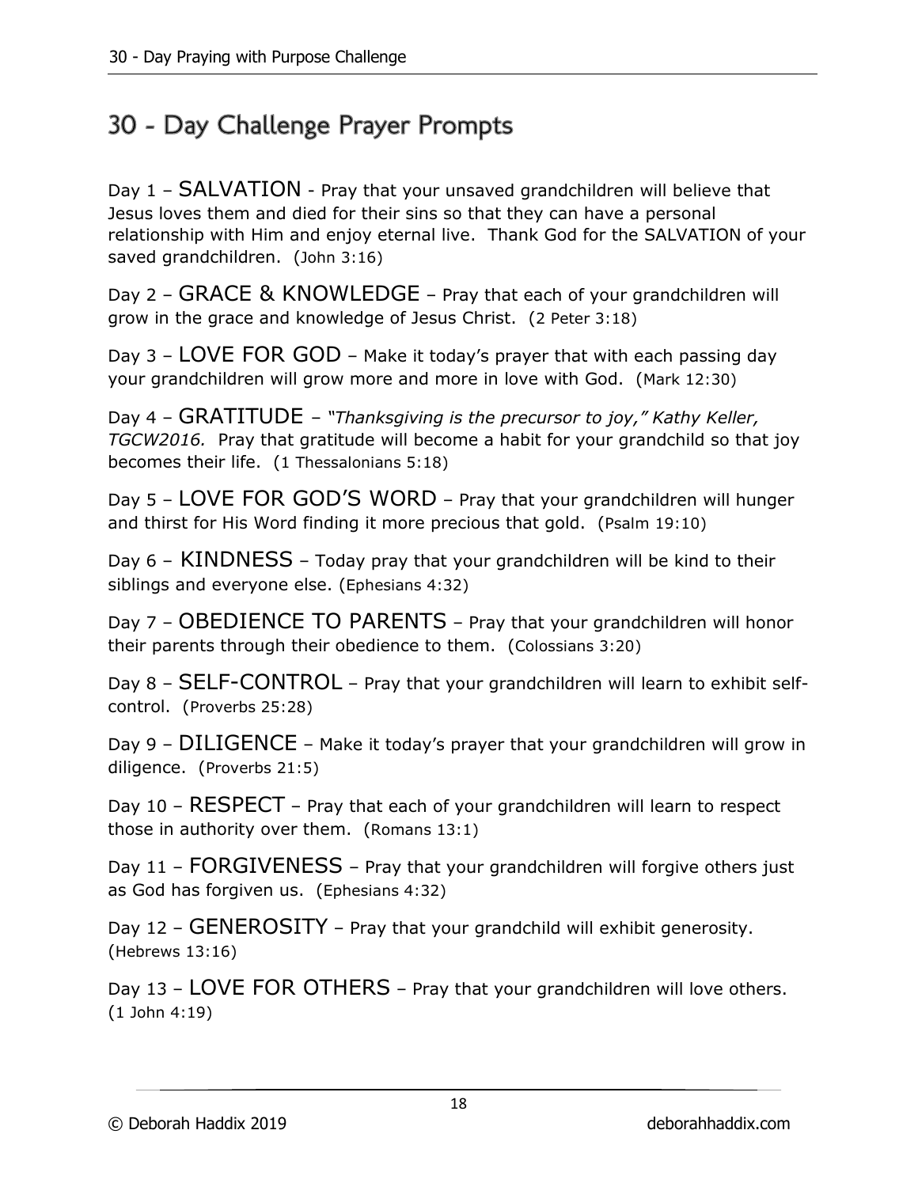# 30 - Day Challenge Prayer Prompts

Day 1 – SALVATION - Pray that your unsaved grandchildren will believe that Jesus loves them and died for their sins so that they can have a personal relationship with Him and enjoy eternal live. Thank God for the SALVATION of your saved grandchildren. (John 3:16)

Day 2 – GRACE & KNOWLEDGE – Pray that each of your grandchildren will grow in the grace and knowledge of Jesus Christ. (2 Peter 3:18)

Day 3 – LOVE FOR GOD – Make it today's prayer that with each passing day your grandchildren will grow more and more in love with God. (Mark 12:30)

Day 4 – GRATITUDE – *"Thanksgiving is the precursor to joy," Kathy Keller, TGCW2016.* Pray that gratitude will become a habit for your grandchild so that joy becomes their life. (1 Thessalonians 5:18)

Day 5 – LOVE FOR GOD'S WORD – Pray that your grandchildren will hunger and thirst for His Word finding it more precious that gold. (Psalm 19:10)

Day 6 – KINDNESS – Today pray that your grandchildren will be kind to their siblings and everyone else. (Ephesians 4:32)

Day 7 – OBEDIENCE TO PARENTS – Pray that your grandchildren will honor their parents through their obedience to them. (Colossians 3:20)

Day 8 – SELF-CONTROL – Pray that your grandchildren will learn to exhibit self-control. (Proverbs 25:28)

Day 9 – DILIGENCE – Make it today's prayer that your grandchildren will grow in diligence. (Proverbs 21:5)

Day 10 – RESPECT – Pray that each of your grandchildren will learn to respect those in authority over them. (Romans 13:1)

Day 11 – FORGIVENESS – Pray that your grandchildren will forgive others just as God has forgiven us. (Ephesians 4:32)

Day 12 – GENEROSITY – Pray that your grandchild will exhibit generosity. (Hebrews 13:16)

Day 13 – LOVE FOR OTHERS – Pray that your grandchildren will love others. (1 John 4:19)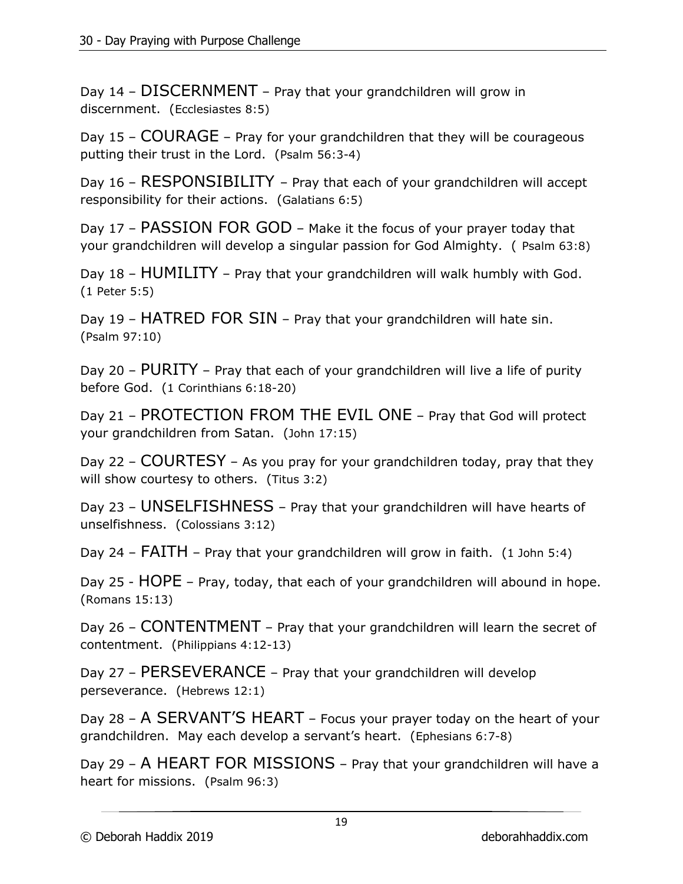Day 14 – DISCERNMENT – Pray that your grandchildren will grow in discernment. (Ecclesiastes 8:5)

Day 15 – COURAGE – Pray for your grandchildren that they will be courageous putting their trust in the Lord. (Psalm 56:3-4)

Day 16 – RESPONSIBILITY – Pray that each of your grandchildren will accept responsibility for their actions. (Galatians 6:5)

Day 17 – PASSION FOR GOD – Make it the focus of your prayer today that your grandchildren will develop a singular passion for God Almighty. ( Psalm 63:8)

Day 18 – HUMILITY – Pray that your grandchildren will walk humbly with God. (1 Peter 5:5)

Day 19 – HATRED FOR SIN – Pray that your grandchildren will hate sin. (Psalm 97:10)

Day 20 – PURITY – Pray that each of your grandchildren will live a life of purity before God. (1 Corinthians 6:18-20)

Day 21 – PROTECTION FROM THE EVIL ONE – Pray that God will protect your grandchildren from Satan. (John 17:15)

Day 22 – COURTESY – As you pray for your grandchildren today, pray that they will show courtesy to others. (Titus 3:2)

Day 23 – UNSELFISHNESS – Pray that your grandchildren will have hearts of unselfishness. (Colossians 3:12)

Day 24 – FAITH – Pray that your grandchildren will grow in faith. (1 John 5:4)

Day 25 - HOPE – Pray, today, that each of your grandchildren will abound in hope. (Romans 15:13)

Day 26 – CONTENTMENT – Pray that your grandchildren will learn the secret of contentment. (Philippians 4:12-13)

Day 27 – PERSEVERANCE – Pray that your grandchildren will develop perseverance. (Hebrews 12:1)

Day 28 – A SERVANT'S HEART – Focus your prayer today on the heart of your grandchildren. May each develop a servant's heart. (Ephesians 6:7-8)

Day 29 – A HEART FOR MISSIONS – Pray that your grandchildren will have a heart for missions. (Psalm 96:3)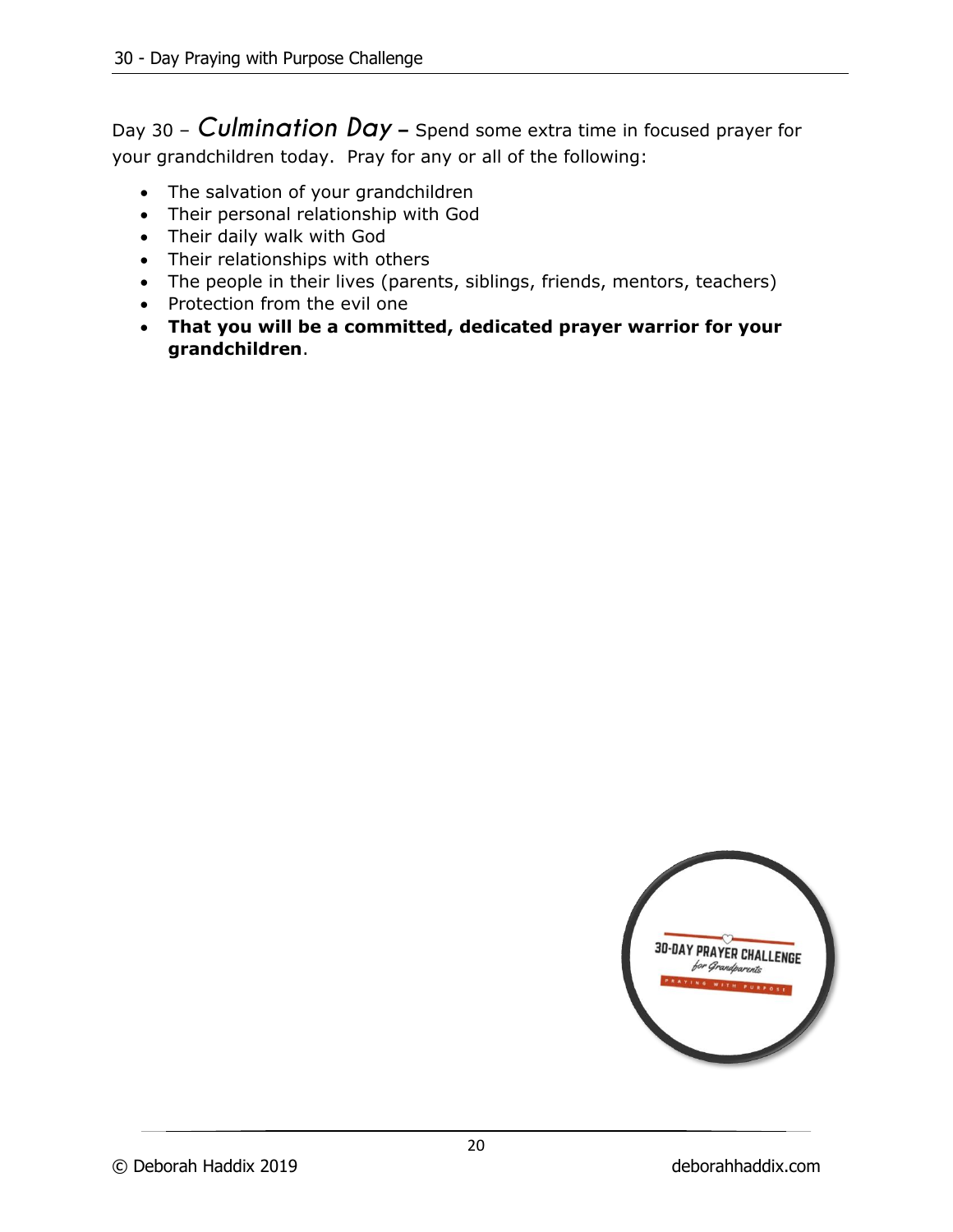Day 30 – *Culmination Day* – Spend some extra time in focused prayer for your grandchildren today. Pray for any or all of the following:

- The salvation of your grandchildren
- Their personal relationship with God
- Their daily walk with God
- Their relationships with others
- The people in their lives (parents, siblings, friends, mentors, teachers)
- Protection from the evil one
- **That you will be a committed, dedicated prayer warrior for your grandchildren**.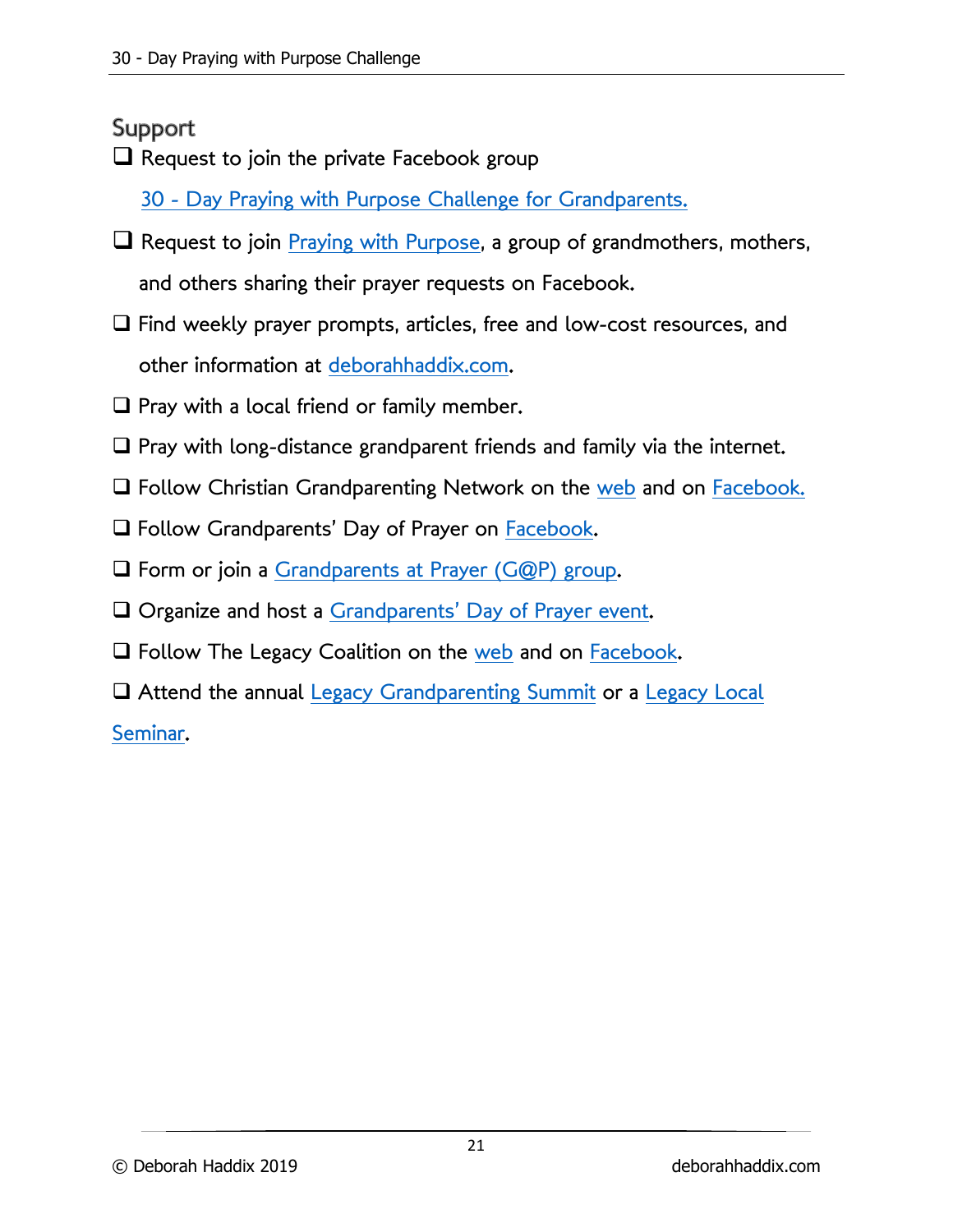## Support

- ❑ Request to join the private Facebook group

  30 - Day Praying with Purpose Challenge for Grandparents.

- ❑ Request to join Praying with Purpose, a group of grandmothers, mothers, and others sharing their prayer requests on Facebook.
- ❑ Find weekly prayer prompts, articles, free and low-cost resources, and other information at deborahhaddix.com.
- ❑ Pray with a local friend or family member.
- ❑ Pray with long-distance grandparent friends and family via the internet.
- ❑ Follow Christian Grandparenting Network on the web and on Facebook.
- ❑ Follow Grandparents' Day of Prayer on Facebook.
- ❑ Form or join a Grandparents at Prayer (G@P) group.
- ❑ Organize and host a Grandparents' Day of Prayer event.
- ❑ Follow The Legacy Coalition on the web and on Facebook.
- ❑ Attend the annual Legacy Grandparenting Summit or a Legacy Local Seminar.